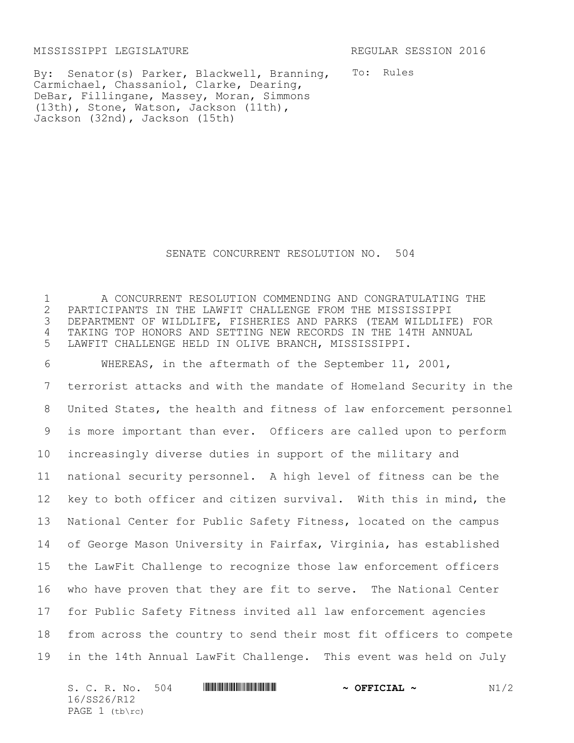MISSISSIPPI LEGISLATURE REGULAR SESSION 2016

By: Senator(s) Parker, Blackwell, Branning, Carmichael, Chassaniol, Clarke, Dearing, DeBar, Fillingane, Massey, Moran, Simmons (13th), Stone, Watson, Jackson (11th), Jackson (32nd), Jackson (15th)

To: Rules

# SENATE CONCURRENT RESOLUTION NO. 504

A CONCURRENT RESOLUTION COMMENDING AND CONGRATULATING THE PARTICIPANTS IN THE LAWFIT CHALLENGE FROM THE MISSISSIPPI DEPARTMENT OF WILDLIFE, FISHERIES AND PARKS (TEAM WILDLIFE) FOR TAKING TOP HONORS AND SETTING NEW RECORDS IN THE 14TH ANNUAL LAWFIT CHALLENGE HELD IN OLIVE BRANCH, MISSISSIPPI.

WHEREAS, in the aftermath of the September 11, 2001, terrorist attacks and with the mandate of Homeland Security in the United States, the health and fitness of law enforcement personnel is more important than ever. Officers are called upon to perform increasingly diverse duties in support of the military and national security personnel. A high level of fitness can be the key to both officer and citizen survival. With this in mind, the National Center for Public Safety Fitness, located on the campus of George Mason University in Fairfax, Virginia, has established the LawFit Challenge to recognize those law enforcement officers who have proven that they are fit to serve. The National Center for Public Safety Fitness invited all law enforcement agencies from across the country to send their most fit officers to compete in the 14th Annual LawFit Challenge. This event was held on July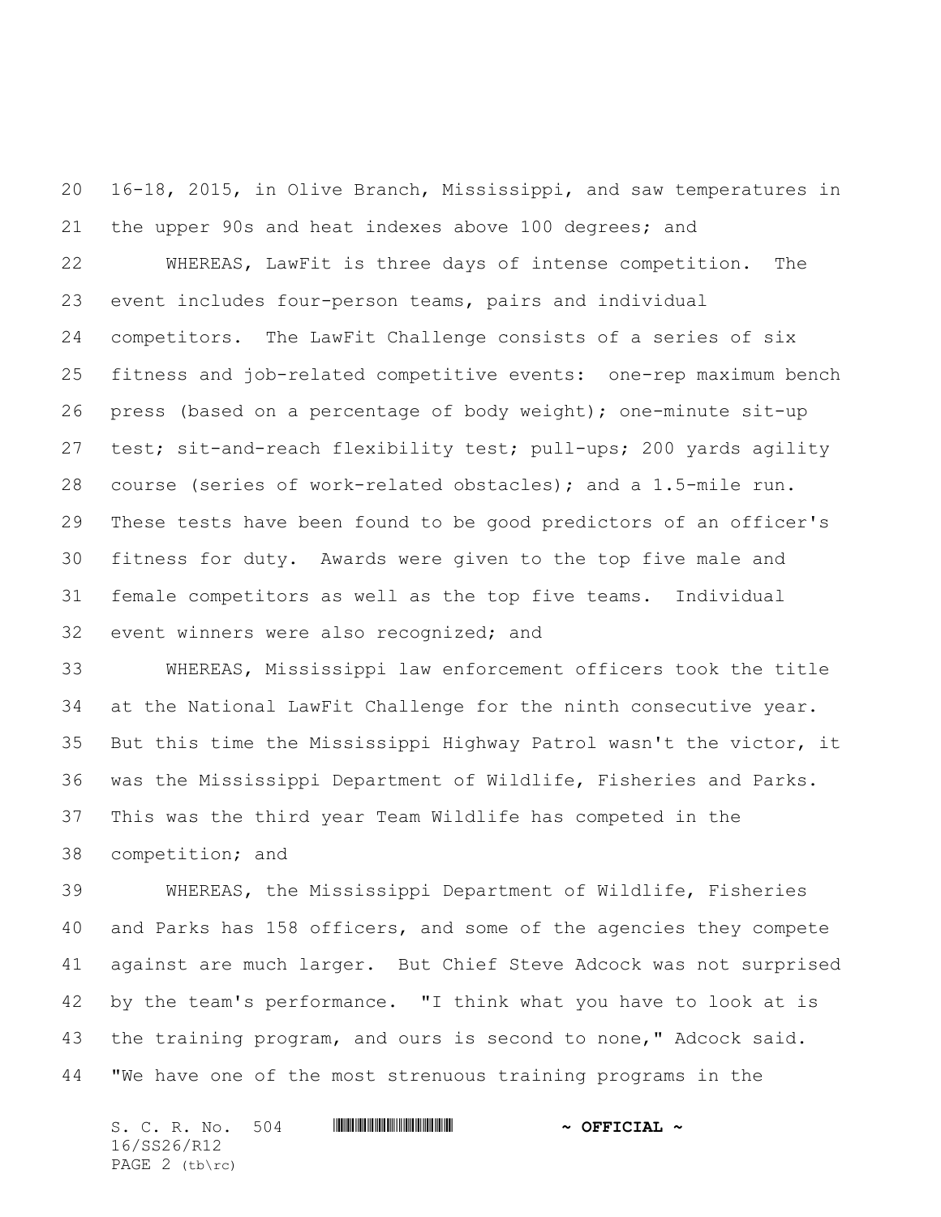16-18, 2015, in Olive Branch, Mississippi, and saw temperatures in the upper 90s and heat indexes above 100 degrees; and

WHEREAS, LawFit is three days of intense competition. The event includes four-person teams, pairs and individual competitors. The LawFit Challenge consists of a series of six fitness and job-related competitive events: one-rep maximum bench press (based on a percentage of body weight); one-minute sit-up test; sit-and-reach flexibility test; pull-ups; 200 yards agility course (series of work-related obstacles); and a 1.5-mile run. These tests have been found to be good predictors of an officer's fitness for duty. Awards were given to the top five male and female competitors as well as the top five teams. Individual event winners were also recognized; and

WHEREAS, Mississippi law enforcement officers took the title at the National LawFit Challenge for the ninth consecutive year. But this time the Mississippi Highway Patrol wasn't the victor, it was the Mississippi Department of Wildlife, Fisheries and Parks. This was the third year Team Wildlife has competed in the competition; and

WHEREAS, the Mississippi Department of Wildlife, Fisheries and Parks has 158 officers, and some of the agencies they compete against are much larger. But Chief Steve Adcock was not surprised by the team's performance. "I think what you have to look at is the training program, and ours is second to none," Adcock said. "We have one of the most strenuous training programs in the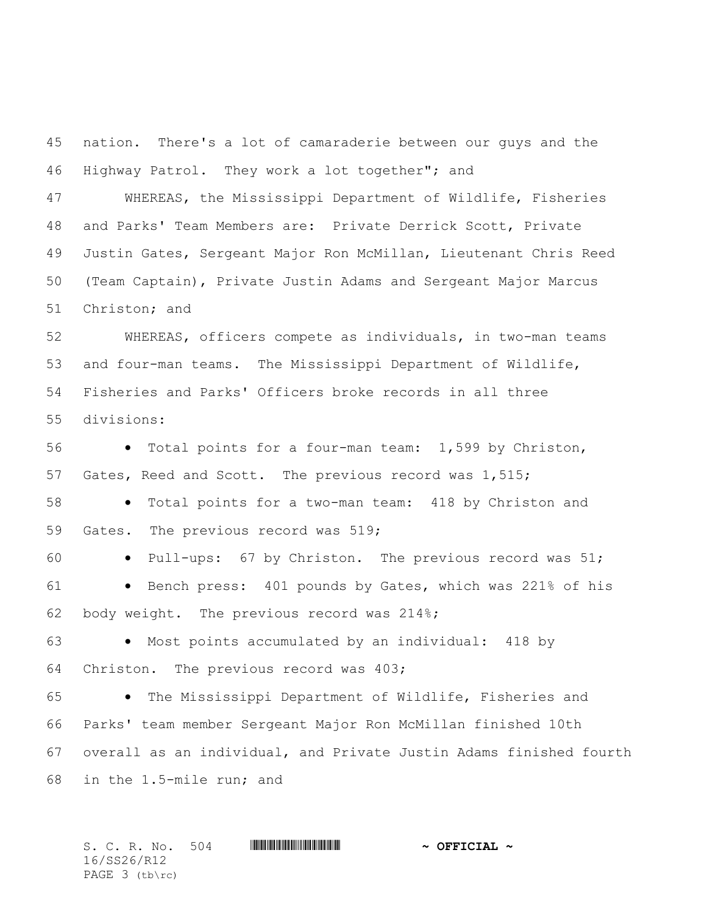nation. There's a lot of camaraderie between our guys and the Highway Patrol. They work a lot together"; and

WHEREAS, the Mississippi Department of Wildlife, Fisheries and Parks' Team Members are: Private Derrick Scott, Private Justin Gates, Sergeant Major Ron McMillan, Lieutenant Chris Reed (Team Captain), Private Justin Adams and Sergeant Major Marcus Christon; and

WHEREAS, officers compete as individuals, in two-man teams and four-man teams. The Mississippi Department of Wildlife, Fisheries and Parks' Officers broke records in all three divisions:

- Total points for a four-man team: 1,599 by Christon, Gates, Reed and Scott. The previous record was 1,515;
- Total points for a two-man team: 418 by Christon and Gates. The previous record was 519;
- Pull-ups: 67 by Christon. The previous record was 51;
- Bench press: 401 pounds by Gates, which was 221% of his body weight. The previous record was 214%;
- Most points accumulated by an individual: 418 by Christon. The previous record was 403;
- The Mississippi Department of Wildlife, Fisheries and Parks' team member Sergeant Major Ron McMillan finished 10th overall as an individual, and Private Justin Adams finished fourth in the 1.5-mile run; and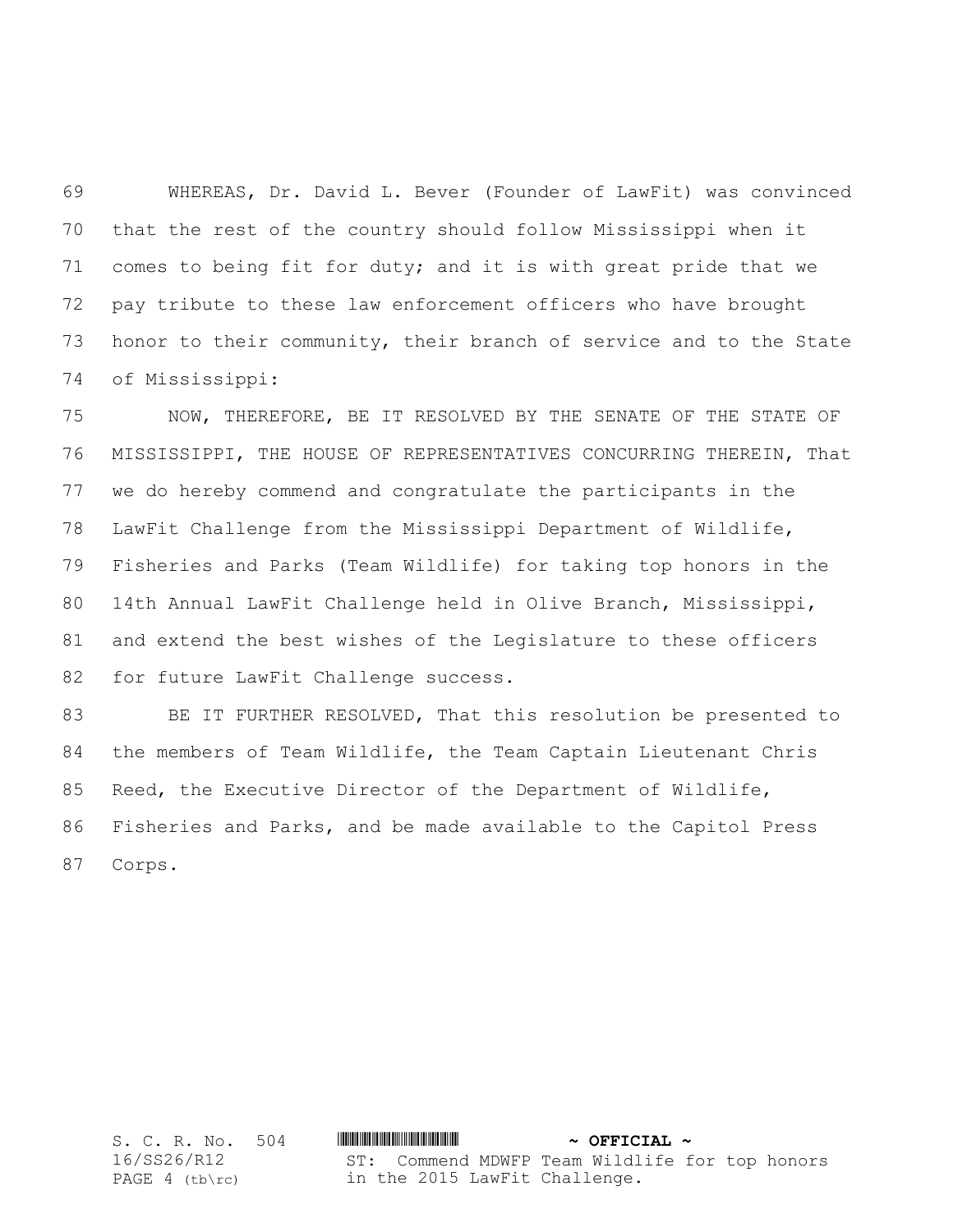WHEREAS, Dr. David L. Bever (Founder of LawFit) was convinced that the rest of the country should follow Mississippi when it comes to being fit for duty; and it is with great pride that we pay tribute to these law enforcement officers who have brought honor to their community, their branch of service and to the State of Mississippi:

NOW, THEREFORE, BE IT RESOLVED BY THE SENATE OF THE STATE OF MISSISSIPPI, THE HOUSE OF REPRESENTATIVES CONCURRING THEREIN, That we do hereby commend and congratulate the participants in the LawFit Challenge from the Mississippi Department of Wildlife, Fisheries and Parks (Team Wildlife) for taking top honors in the 14th Annual LawFit Challenge held in Olive Branch, Mississippi, and extend the best wishes of the Legislature to these officers for future LawFit Challenge success.

BE IT FURTHER RESOLVED, That this resolution be presented to the members of Team Wildlife, the Team Captain Lieutenant Chris Reed, the Executive Director of the Department of Wildlife, Fisheries and Parks, and be made available to the Capitol Press Corps.

S. C. R. No. 504
16/SS26/R12

~ OFFICIAL ~

ST: Commend MDWFP Team Wildlife for top honors in the 2015 LawFit Challenge.